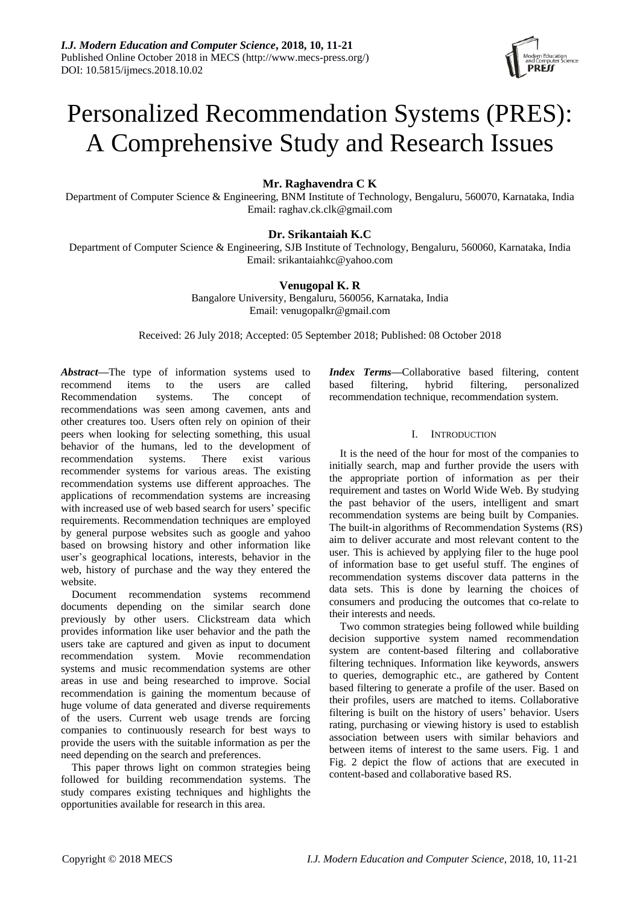*I.J. Modern Education and Computer Science*, **2018, 10, 11-21**
Published Online October 2018 in MECS (http://www.mecs-press.org/)
DOI: 10.5815/ijmecs.2018.10.02

# Personalized Recommendation Systems (PRES): A Comprehensive Study and Research Issues

**Mr. Raghavendra C K**
Department of Computer Science & Engineering, BNM Institute of Technology, Bengaluru, 560070, Karnataka, India
Email: raghav.ck.clk@gmail.com

**Dr. Srikantaiah K.C**
Department of Computer Science & Engineering, SJB Institute of Technology, Bengaluru, 560060, Karnataka, India
Email: srikantaiahkc@yahoo.com

**Venugopal K. R**
Bangalore University, Bengaluru, 560056, Karnataka, India
Email: venugopalkr@gmail.com

Received: 26 July 2018; Accepted: 05 September 2018; Published: 08 October 2018

***Abstract***—The type of information systems used to recommend items to the users are called Recommendation systems. The concept of recommendations was seen among cavemen, ants and other creatures too. Users often rely on opinion of their peers when looking for selecting something, this usual behavior of the humans, led to the development of recommendation systems. There exist various recommender systems for various areas. The existing recommendation systems use different approaches. The applications of recommendation systems are increasing with increased use of web based search for users' specific requirements. Recommendation techniques are employed by general purpose websites such as google and yahoo based on browsing history and other information like user's geographical locations, interests, behavior in the web, history of purchase and the way they entered the website.

Document recommendation systems recommend documents depending on the similar search done previously by other users. Clickstream data which provides information like user behavior and the path the users take are captured and given as input to document recommendation system. Movie recommendation systems and music recommendation systems are other areas in use and being researched to improve. Social recommendation is gaining the momentum because of huge volume of data generated and diverse requirements of the users. Current web usage trends are forcing companies to continuously research for best ways to provide the users with the suitable information as per the need depending on the search and preferences.

This paper throws light on common strategies being followed for building recommendation systems. The study compares existing techniques and highlights the opportunities available for research in this area.

***Index Terms***—Collaborative based filtering, content based filtering, hybrid filtering, personalized recommendation technique, recommendation system.

## I. Introduction

It is the need of the hour for most of the companies to initially search, map and further provide the users with the appropriate portion of information as per their requirement and tastes on World Wide Web. By studying the past behavior of the users, intelligent and smart recommendation systems are being built by Companies. The built-in algorithms of Recommendation Systems (RS) aim to deliver accurate and most relevant content to the user. This is achieved by applying filer to the huge pool of information base to get useful stuff. The engines of recommendation systems discover data patterns in the data sets. This is done by learning the choices of consumers and producing the outcomes that co-relate to their interests and needs.

Two common strategies being followed while building decision supportive system named recommendation system are content-based filtering and collaborative filtering techniques. Information like keywords, answers to queries, demographic etc., are gathered by Content based filtering to generate a profile of the user. Based on their profiles, users are matched to items. Collaborative filtering is built on the history of users' behavior. Users rating, purchasing or viewing history is used to establish association between users with similar behaviors and between items of interest to the same users. Fig. 1 and Fig. 2 depict the flow of actions that are executed in content-based and collaborative based RS.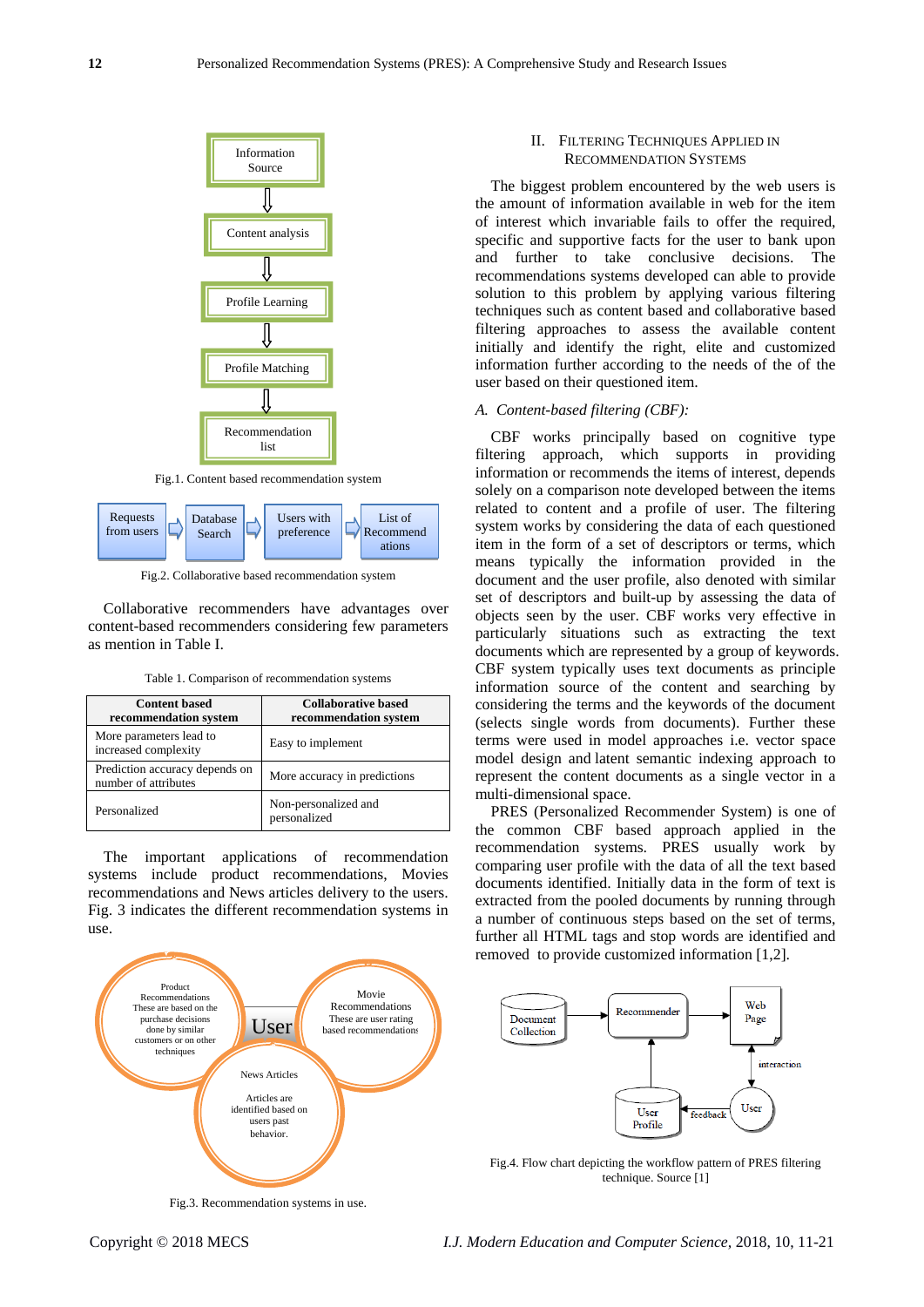Fig.1. Content based recommendation system

Fig.2. Collaborative based recommendation system

Collaborative recommenders have advantages over content-based recommenders considering few parameters as mention in Table I.

Table 1. Comparison of recommendation systems

| Content based recommendation system | Collaborative based recommendation system |
|---|---|
| More parameters lead to increased complexity | Easy to implement |
| Prediction accuracy depends on number of attributes | More accuracy in predictions |
| Personalized | Non-personalized and personalized |

The important applications of recommendation systems include product recommendations, Movies recommendations and News articles delivery to the users. Fig. 3 indicates the different recommendation systems in use.

Fig.3. Recommendation systems in use.

## II. Filtering Techniques Applied in Recommendation Systems

The biggest problem encountered by the web users is the amount of information available in web for the item of interest which invariable fails to offer the required, specific and supportive facts for the user to bank upon and further to take conclusive decisions. The recommendations systems developed can able to provide solution to this problem by applying various filtering techniques such as content based and collaborative based filtering approaches to assess the available content initially and identify the right, elite and customized information further according to the needs of the of the user based on their questioned item.

### *A. Content-based filtering (CBF):*

CBF works principally based on cognitive type filtering approach, which supports in providing information or recommends the items of interest, depends solely on a comparison note developed between the items related to content and a profile of user. The filtering system works by considering the data of each questioned item in the form of a set of descriptors or terms, which means typically the information provided in the document and the user profile, also denoted with similar set of descriptors and built-up by assessing the data of objects seen by the user. CBF works very effective in particularly situations such as extracting the text documents which are represented by a group of keywords. CBF system typically uses text documents as principle information source of the content and searching by considering the terms and the keywords of the document (selects single words from documents). Further these terms were used in model approaches i.e. vector space model design and latent semantic indexing approach to represent the content documents as a single vector in a multi-dimensional space.

PRES (Personalized Recommender System) is one of the common CBF based approach applied in the recommendation systems. PRES usually work by comparing user profile with the data of all the text based documents identified. Initially data in the form of text is extracted from the pooled documents by running through a number of continuous steps based on the set of terms, further all HTML tags and stop words are identified and removed to provide customized information [1,2].

Fig.4. Flow chart depicting the workflow pattern of PRES filtering technique. Source [1]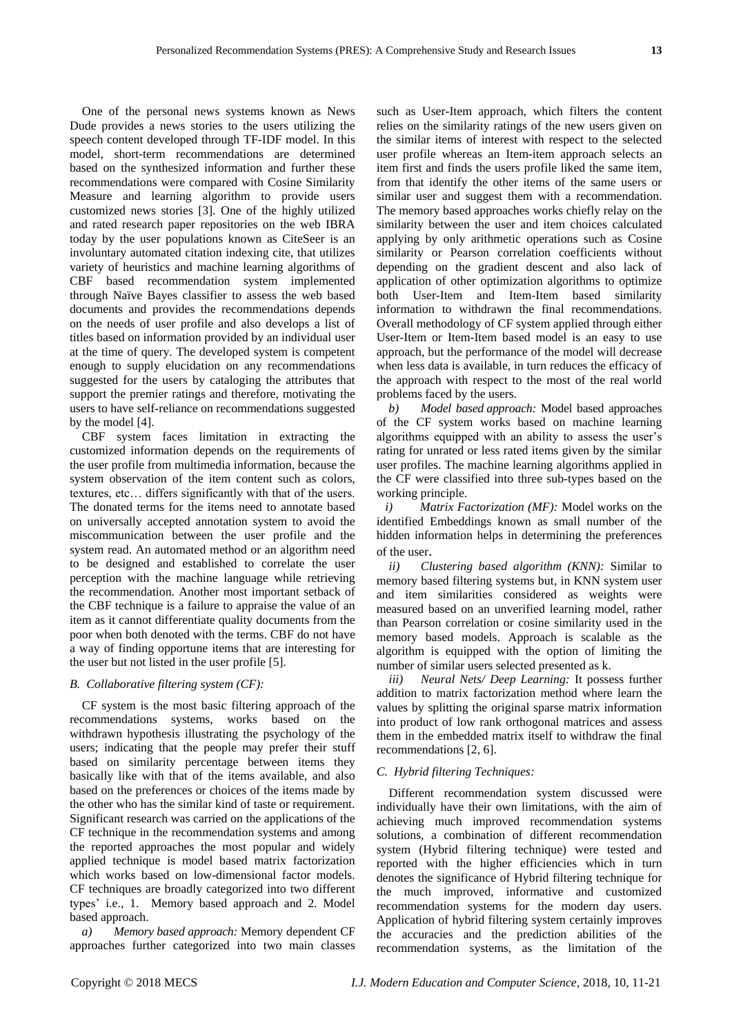One of the personal news systems known as News Dude provides a news stories to the users utilizing the speech content developed through TF-IDF model. In this model, short-term recommendations are determined based on the synthesized information and further these recommendations were compared with Cosine Similarity Measure and learning algorithm to provide users customized news stories [3]. One of the highly utilized and rated research paper repositories on the web IBRA today by the user populations known as CiteSeer is an involuntary automated citation indexing cite, that utilizes variety of heuristics and machine learning algorithms of CBF based recommendation system implemented through Naïve Bayes classifier to assess the web based documents and provides the recommendations depends on the needs of user profile and also develops a list of titles based on information provided by an individual user at the time of query. The developed system is competent enough to supply elucidation on any recommendations suggested for the users by cataloging the attributes that support the premier ratings and therefore, motivating the users to have self-reliance on recommendations suggested by the model [4].

CBF system faces limitation in extracting the customized information depends on the requirements of the user profile from multimedia information, because the system observation of the item content such as colors, textures, etc… differs significantly with that of the users. The donated terms for the items need to annotate based on universally accepted annotation system to avoid the miscommunication between the user profile and the system read. An automated method or an algorithm need to be designed and established to correlate the user perception with the machine language while retrieving the recommendation. Another most important setback of the CBF technique is a failure to appraise the value of an item as it cannot differentiate quality documents from the poor when both denoted with the terms. CBF do not have a way of finding opportune items that are interesting for the user but not listed in the user profile [5].

### *B. Collaborative filtering system (CF):*

CF system is the most basic filtering approach of the recommendations systems, works based on the withdrawn hypothesis illustrating the psychology of the users; indicating that the people may prefer their stuff based on similarity percentage between items they basically like with that of the items available, and also based on the preferences or choices of the items made by the other who has the similar kind of taste or requirement. Significant research was carried on the applications of the CF technique in the recommendation systems and among the reported approaches the most popular and widely applied technique is model based matrix factorization which works based on low-dimensional factor models. CF techniques are broadly categorized into two different types' i.e., 1. Memory based approach and 2. Model based approach.

*a) Memory based approach:* Memory dependent CF approaches further categorized into two main classes such as User-Item approach, which filters the content relies on the similarity ratings of the new users given on the similar items of interest with respect to the selected user profile whereas an Item-item approach selects an item first and finds the users profile liked the same item, from that identify the other items of the same users or similar user and suggest them with a recommendation. The memory based approaches works chiefly relay on the similarity between the user and item choices calculated applying by only arithmetic operations such as Cosine similarity or Pearson correlation coefficients without depending on the gradient descent and also lack of application of other optimization algorithms to optimize both User-Item and Item-Item based similarity information to withdrawn the final recommendations. Overall methodology of CF system applied through either User-Item or Item-Item based model is an easy to use approach, but the performance of the model will decrease when less data is available, in turn reduces the efficacy of the approach with respect to the most of the real world problems faced by the users.

*b) Model based approach:* Model based approaches of the CF system works based on machine learning algorithms equipped with an ability to assess the user's rating for unrated or less rated items given by the similar user profiles. The machine learning algorithms applied in the CF were classified into three sub-types based on the working principle.

*i) Matrix Factorization (MF):* Model works on the identified Embeddings known as small number of the hidden information helps in determining the preferences of the user.

*ii) Clustering based algorithm (KNN):* Similar to memory based filtering systems but, in KNN system user and item similarities considered as weights were measured based on an unverified learning model, rather than Pearson correlation or cosine similarity used in the memory based models. Approach is scalable as the algorithm is equipped with the option of limiting the number of similar users selected presented as k.

*iii) Neural Nets/ Deep Learning:* It possess further addition to matrix factorization method where learn the values by splitting the original sparse matrix information into product of low rank orthogonal matrices and assess them in the embedded matrix itself to withdraw the final recommendations [2, 6].

### *C. Hybrid filtering Techniques:*

Different recommendation system discussed were individually have their own limitations, with the aim of achieving much improved recommendation systems solutions, a combination of different recommendation system (Hybrid filtering technique) were tested and reported with the higher efficiencies which in turn denotes the significance of Hybrid filtering technique for the much improved, informative and customized recommendation systems for the modern day users. Application of hybrid filtering system certainly improves the accuracies and the prediction abilities of the recommendation systems, as the limitation of the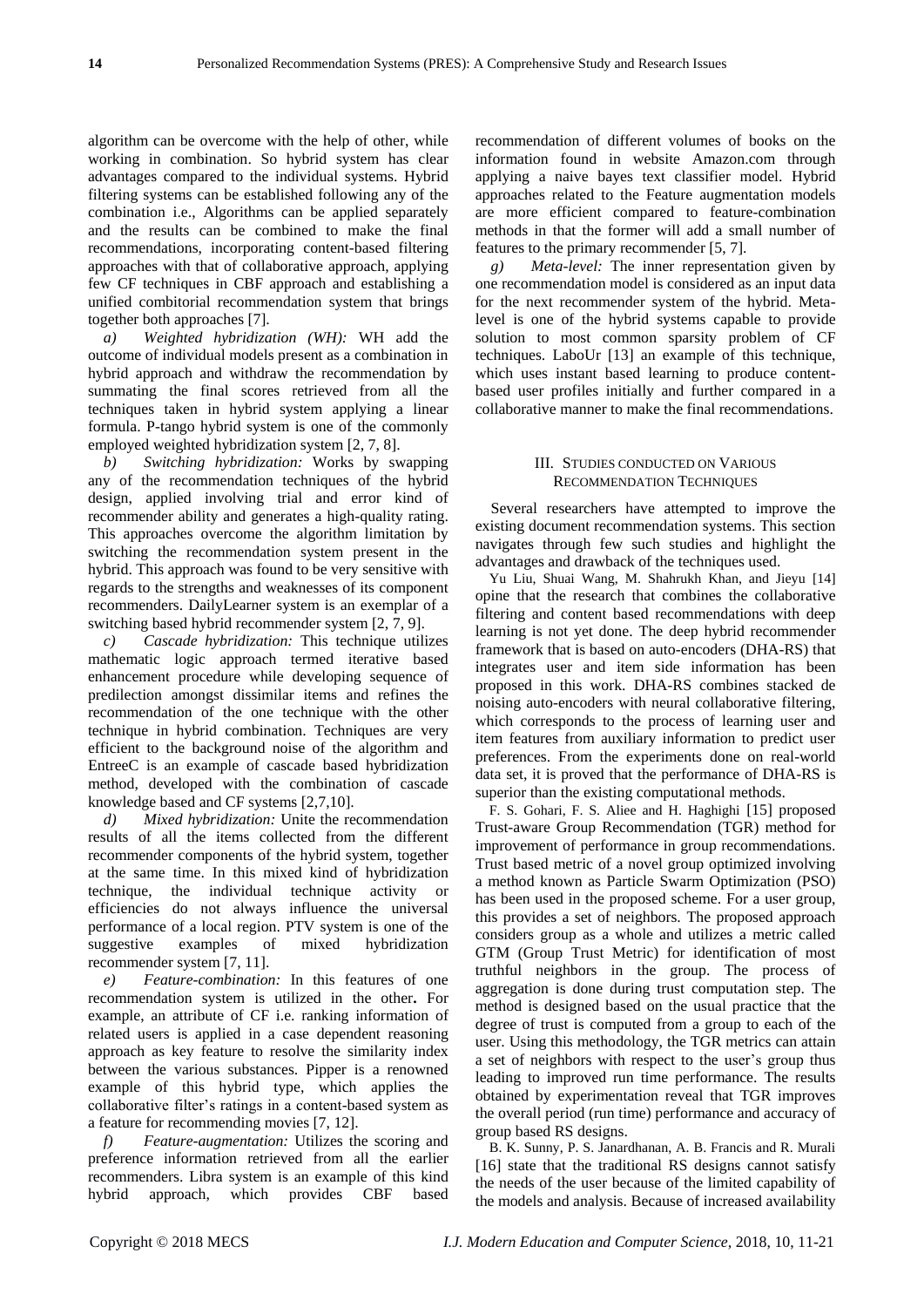algorithm can be overcome with the help of other, while working in combination. So hybrid system has clear advantages compared to the individual systems. Hybrid filtering systems can be established following any of the combination i.e., Algorithms can be applied separately and the results can be combined to make the final recommendations, incorporating content-based filtering approaches with that of collaborative approach, applying few CF techniques in CBF approach and establishing a unified combitorial recommendation system that brings together both approaches [7].

*a) Weighted hybridization (WH):* WH add the outcome of individual models present as a combination in hybrid approach and withdraw the recommendation by summating the final scores retrieved from all the techniques taken in hybrid system applying a linear formula. P-tango hybrid system is one of the commonly employed weighted hybridization system [2, 7, 8].

*b) Switching hybridization:* Works by swapping any of the recommendation techniques of the hybrid design, applied involving trial and error kind of recommender ability and generates a high-quality rating. This approaches overcome the algorithm limitation by switching the recommendation system present in the hybrid. This approach was found to be very sensitive with regards to the strengths and weaknesses of its component recommenders. DailyLearner system is an exemplar of a switching based hybrid recommender system [2, 7, 9].

*c) Cascade hybridization:* This technique utilizes mathematic logic approach termed iterative based enhancement procedure while developing sequence of predilection amongst dissimilar items and refines the recommendation of the one technique with the other technique in hybrid combination. Techniques are very efficient to the background noise of the algorithm and EntreeC is an example of cascade based hybridization method, developed with the combination of cascade knowledge based and CF systems [2,7,10].

*d) Mixed hybridization:* Unite the recommendation results of all the items collected from the different recommender components of the hybrid system, together at the same time. In this mixed kind of hybridization technique, the individual technique activity or efficiencies do not always influence the universal performance of a local region. PTV system is one of the suggestive examples of mixed hybridization recommender system [7, 11].

*e) Feature-combination:* In this features of one recommendation system is utilized in the other**.** For example, an attribute of CF i.e. ranking information of related users is applied in a case dependent reasoning approach as key feature to resolve the similarity index between the various substances. Pipper is a renowned example of this hybrid type, which applies the collaborative filter's ratings in a content-based system as a feature for recommending movies [7, 12].

*f) Feature-augmentation:* Utilizes the scoring and preference information retrieved from all the earlier recommenders. Libra system is an example of this kind hybrid approach, which provides CBF based recommendation of different volumes of books on the information found in website Amazon.com through applying a naive bayes text classifier model. Hybrid approaches related to the Feature augmentation models are more efficient compared to feature-combination methods in that the former will add a small number of features to the primary recommender [5, 7].

*g) Meta-level:* The inner representation given by one recommendation model is considered as an input data for the next recommender system of the hybrid. Meta-level is one of the hybrid systems capable to provide solution to most common sparsity problem of CF techniques. LaboUr [13] an example of this technique, which uses instant based learning to produce content-based user profiles initially and further compared in a collaborative manner to make the final recommendations.

## III. Studies Conducted on Various Recommendation Techniques

Several researchers have attempted to improve the existing document recommendation systems. This section navigates through few such studies and highlight the advantages and drawback of the techniques used.

Yu Liu, Shuai Wang, M. Shahrukh Khan, and Jieyu [14] opine that the research that combines the collaborative filtering and content based recommendations with deep learning is not yet done. The deep hybrid recommender framework that is based on auto-encoders (DHA-RS) that integrates user and item side information has been proposed in this work. DHA-RS combines stacked de noising auto-encoders with neural collaborative filtering, which corresponds to the process of learning user and item features from auxiliary information to predict user preferences. From the experiments done on real-world data set, it is proved that the performance of DHA-RS is superior than the existing computational methods.

F. S. Gohari, F. S. Aliee and H. Haghighi [15] proposed Trust-aware Group Recommendation (TGR) method for improvement of performance in group recommendations. Trust based metric of a novel group optimized involving a method known as Particle Swarm Optimization (PSO) has been used in the proposed scheme. For a user group, this provides a set of neighbors. The proposed approach considers group as a whole and utilizes a metric called GTM (Group Trust Metric) for identification of most truthful neighbors in the group. The process of aggregation is done during trust computation step. The method is designed based on the usual practice that the degree of trust is computed from a group to each of the user. Using this methodology, the TGR metrics can attain a set of neighbors with respect to the user's group thus leading to improved run time performance. The results obtained by experimentation reveal that TGR improves the overall period (run time) performance and accuracy of group based RS designs.

B. K. Sunny, P. S. Janardhanan, A. B. Francis and R. Murali [16] state that the traditional RS designs cannot satisfy the needs of the user because of the limited capability of the models and analysis. Because of increased availability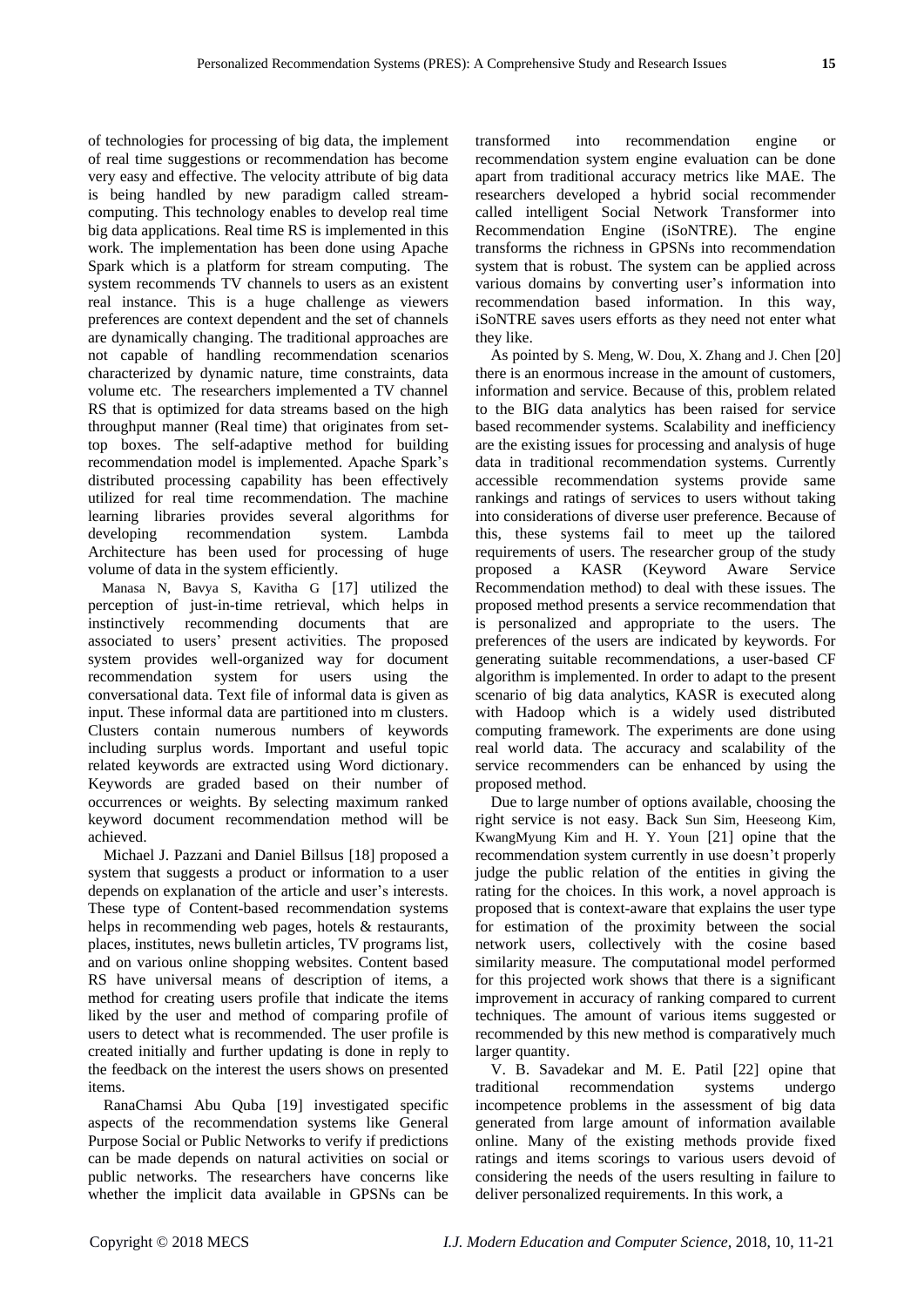of technologies for processing of big data, the implement of real time suggestions or recommendation has become very easy and effective. The velocity attribute of big data is being handled by new paradigm called stream-computing. This technology enables to develop real time big data applications. Real time RS is implemented in this work. The implementation has been done using Apache Spark which is a platform for stream computing. The system recommends TV channels to users as an existent real instance. This is a huge challenge as viewers preferences are context dependent and the set of channels are dynamically changing. The traditional approaches are not capable of handling recommendation scenarios characterized by dynamic nature, time constraints, data volume etc. The researchers implemented a TV channel RS that is optimized for data streams based on the high throughput manner (Real time) that originates from set-top boxes. The self-adaptive method for building recommendation model is implemented. Apache Spark's distributed processing capability has been effectively utilized for real time recommendation. The machine learning libraries provides several algorithms for developing recommendation system. Lambda Architecture has been used for processing of huge volume of data in the system efficiently.

Manasa N, Bavya S, Kavitha G [17] utilized the perception of just-in-time retrieval, which helps in instinctively recommending documents that are associated to users' present activities. The proposed system provides well-organized way for document recommendation system for users using the conversational data. Text file of informal data is given as input. These informal data are partitioned into m clusters. Clusters contain numerous numbers of keywords including surplus words. Important and useful topic related keywords are extracted using Word dictionary. Keywords are graded based on their number of occurrences or weights. By selecting maximum ranked keyword document recommendation method will be achieved.

Michael J. Pazzani and Daniel Billsus [18] proposed a system that suggests a product or information to a user depends on explanation of the article and user's interests. These type of Content-based recommendation systems helps in recommending web pages, hotels & restaurants, places, institutes, news bulletin articles, TV programs list, and on various online shopping websites. Content based RS have universal means of description of items, a method for creating users profile that indicate the items liked by the user and method of comparing profile of users to detect what is recommended. The user profile is created initially and further updating is done in reply to the feedback on the interest the users shows on presented items.

RanaChamsi Abu Quba [19] investigated specific aspects of the recommendation systems like General Purpose Social or Public Networks to verify if predictions can be made depends on natural activities on social or public networks. The researchers have concerns like whether the implicit data available in GPSNs can be transformed into recommendation engine or recommendation system engine evaluation can be done apart from traditional accuracy metrics like MAE. The researchers developed a hybrid social recommender called intelligent Social Network Transformer into Recommendation Engine (iSoNTRE). The engine transforms the richness in GPSNs into recommendation system that is robust. The system can be applied across various domains by converting user's information into recommendation based information. In this way, iSoNTRE saves users efforts as they need not enter what they like.

As pointed by S. Meng, W. Dou, X. Zhang and J. Chen [20] there is an enormous increase in the amount of customers, information and service. Because of this, problem related to the BIG data analytics has been raised for service based recommender systems. Scalability and inefficiency are the existing issues for processing and analysis of huge data in traditional recommendation systems. Currently accessible recommendation systems provide same rankings and ratings of services to users without taking into considerations of diverse user preference. Because of this, these systems fail to meet up the tailored requirements of users. The researcher group of the study proposed a KASR (Keyword Aware Service Recommendation method) to deal with these issues. The proposed method presents a service recommendation that is personalized and appropriate to the users. The preferences of the users are indicated by keywords. For generating suitable recommendations, a user-based CF algorithm is implemented. In order to adapt to the present scenario of big data analytics, KASR is executed along with Hadoop which is a widely used distributed computing framework. The experiments are done using real world data. The accuracy and scalability of the service recommenders can be enhanced by using the proposed method.

Due to large number of options available, choosing the right service is not easy. Back Sun Sim, Heeseong Kim, KwangMyung Kim and H. Y. Youn [21] opine that the recommendation system currently in use doesn't properly judge the public relation of the entities in giving the rating for the choices. In this work, a novel approach is proposed that is context-aware that explains the user type for estimation of the proximity between the social network users, collectively with the cosine based similarity measure. The computational model performed for this projected work shows that there is a significant improvement in accuracy of ranking compared to current techniques. The amount of various items suggested or recommended by this new method is comparatively much larger quantity.

V. B. Savadekar and M. E. Patil [22] opine that traditional recommendation systems undergo incompetence problems in the assessment of big data generated from large amount of information available online. Many of the existing methods provide fixed ratings and items scorings to various users devoid of considering the needs of the users resulting in failure to deliver personalized requirements. In this work, a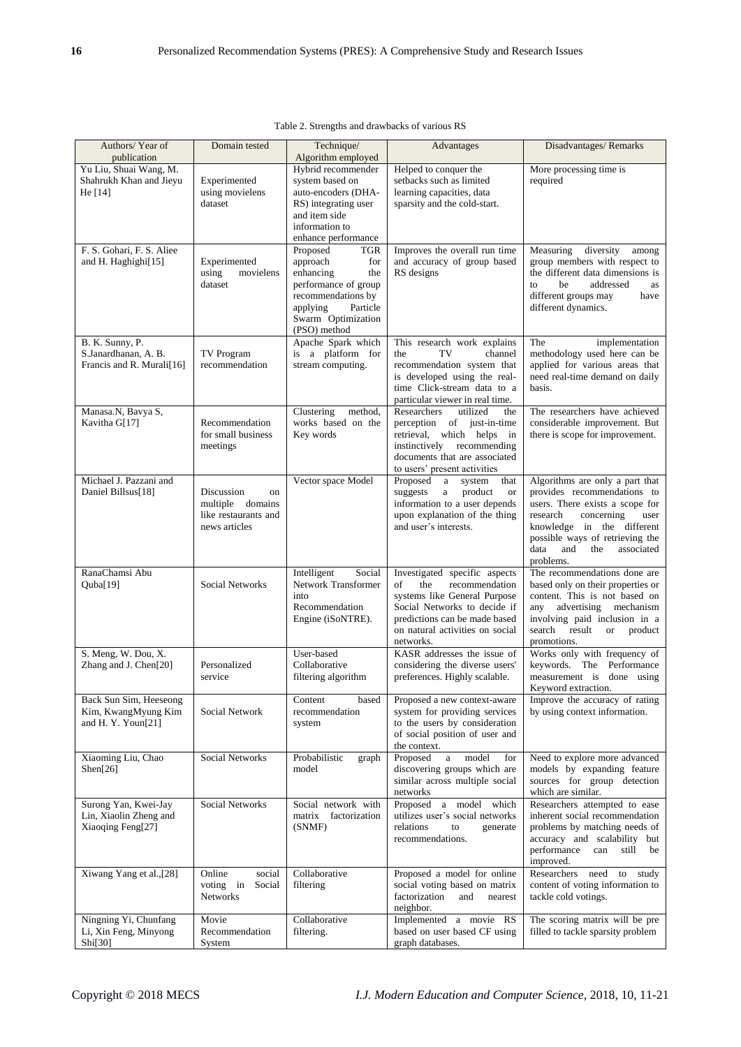Table 2. Strengths and drawbacks of various RS

| Authors/ Year of publication | Domain tested | Technique/ Algorithm employed | Advantages | Disadvantages/ Remarks |
|---|---|---|---|---|
| Yu Liu, Shuai Wang, M. Shahrukh Khan and Jieyu He [14] | Experimented using movielens dataset | Hybrid recommender system based on auto-encoders (DHA-RS) integrating user and item side information to enhance performance | Helped to conquer the setbacks such as limited learning capacities, data sparsity and the cold-start. | More processing time is required |
| F. S. Gohari, F. S. Aliee and H. Haghighi[15] | Experimented using movielens dataset | Proposed TGR approach for enhancing the performance of group recommendations by applying Particle Swarm Optimization (PSO) method | Improves the overall run time and accuracy of group based RS designs | Measuring diversity among group members with respect to the different data dimensions is to be addressed as different groups may have different dynamics. |
| B. K. Sunny, P. S.Janardhanan, A. B. Francis and R. Murali[16] | TV Program recommendation | Apache Spark which is a platform for stream computing. | This research work explains the TV channel recommendation system that is developed using the real-time Click-stream data to a particular viewer in real time. | The implementation methodology used here can be applied for various areas that need real-time demand on daily basis. |
| Manasa.N, Bavya S, Kavitha G[17] | Recommendation for small business meetings | Clustering method, works based on the Key words | Researchers utilized the perception of just-in-time retrieval, which helps in instinctively recommending documents that are associated to users' present activities | The researchers have achieved considerable improvement. But there is scope for improvement. |
| Michael J. Pazzani and Daniel Billsus[18] | Discussion on multiple domains like restaurants and news articles | Vector space Model | Proposed a system that suggests a product or information to a user depends upon explanation of the thing and user's interests. | Algorithms are only a part that provides recommendations to users. There exists a scope for research concerning user knowledge in the different possible ways of retrieving the data and the associated problems. |
| RanaChamsi Abu Quba[19] | Social Networks | Intelligent Social Network Transformer into Recommendation Engine (iSoNTRE). | Investigated specific aspects of the recommendation systems like General Purpose Social Networks to decide if predictions can be made based on natural activities on social networks. | The recommendations done are based only on their properties or content. This is not based on any advertising mechanism involving paid inclusion in a search result or product promotions. |
| S. Meng, W. Dou, X. Zhang and J. Chen[20] | Personalized service | User-based Collaborative filtering algorithm | KASR addresses the issue of considering the diverse users' preferences. Highly scalable. | Works only with frequency of keywords. The Performance measurement is done using Keyword extraction. |
| Back Sun Sim, Heeseong Kim, KwangMyung Kim and H. Y. Youn[21] | Social Network | Content based recommendation system | Proposed a new context-aware system for providing services to the users by consideration of social position of user and the context. | Improve the accuracy of rating by using context information. |
| Xiaoming Liu, Chao Shen[26] | Social Networks | Probabilistic graph model | Proposed a model for discovering groups which are similar across multiple social networks | Need to explore more advanced models by expanding feature sources for group detection which are similar. |
| Surong Yan, Kwei-Jay Lin, Xiaolin Zheng and Xiaoqing Feng[27] | Social Networks | Social network with matrix factorization (SNMF) | Proposed a model which utilizes user's social networks relations to generate recommendations. | Researchers attempted to ease inherent social recommendation problems by matching needs of accuracy and scalability but performance can still be improved. |
| Xiwang Yang et al.,[28] | Online social voting in Social Networks | Collaborative filtering | Proposed a model for online social voting based on matrix factorization and nearest neighbor. | Researchers need to study content of voting information to tackle cold votings. |
| Ningning Yi, Chunfang Li, Xin Feng, Minyong Shi[30] | Movie Recommendation System | Collaborative filtering. | Implemented a movie RS based on user based CF using graph databases. | The scoring matrix will be pre filled to tackle sparsity problem |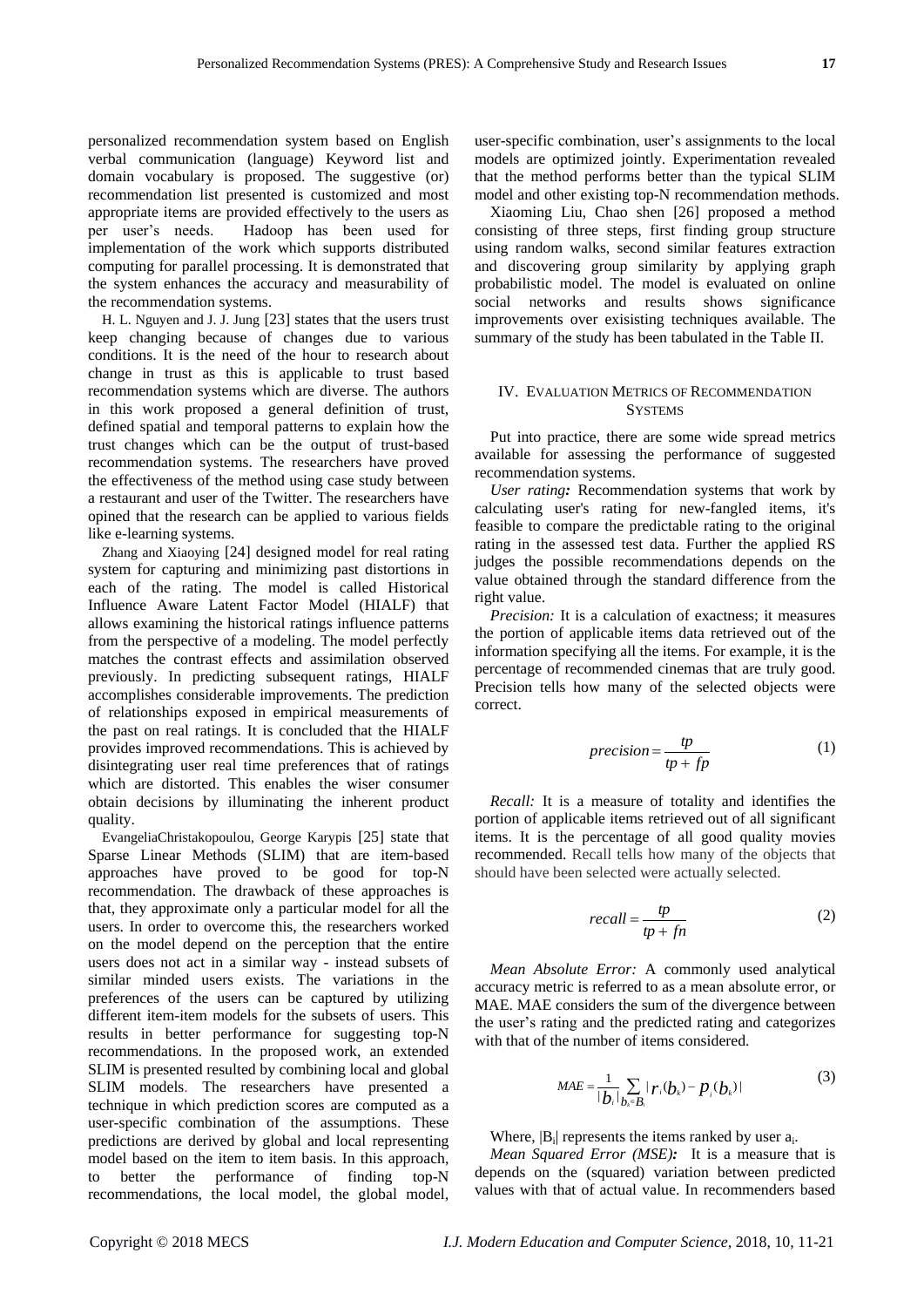personalized recommendation system based on English verbal communication (language) Keyword list and domain vocabulary is proposed. The suggestive (or) recommendation list presented is customized and most appropriate items are provided effectively to the users as per user's needs. Hadoop has been used for implementation of the work which supports distributed computing for parallel processing. It is demonstrated that the system enhances the accuracy and measurability of the recommendation systems.

H. L. Nguyen and J. J. Jung [23] states that the users trust keep changing because of changes due to various conditions. It is the need of the hour to research about change in trust as this is applicable to trust based recommendation systems which are diverse. The authors in this work proposed a general definition of trust, defined spatial and temporal patterns to explain how the trust changes which can be the output of trust-based recommendation systems. The researchers have proved the effectiveness of the method using case study between a restaurant and user of the Twitter. The researchers have opined that the research can be applied to various fields like e-learning systems.

Zhang and Xiaoying [24] designed model for real rating system for capturing and minimizing past distortions in each of the rating. The model is called Historical Influence Aware Latent Factor Model (HIALF) that allows examining the historical ratings influence patterns from the perspective of a modeling. The model perfectly matches the contrast effects and assimilation observed previously. In predicting subsequent ratings, HIALF accomplishes considerable improvements. The prediction of relationships exposed in empirical measurements of the past on real ratings. It is concluded that the HIALF provides improved recommendations. This is achieved by disintegrating user real time preferences that of ratings which are distorted. This enables the wiser consumer obtain decisions by illuminating the inherent product quality.

EvangeliaChristakopoulou, George Karypis [25] state that Sparse Linear Methods (SLIM) that are item-based approaches have proved to be good for top-N recommendation. The drawback of these approaches is that, they approximate only a particular model for all the users. In order to overcome this, the researchers worked on the model depend on the perception that the entire users does not act in a similar way - instead subsets of similar minded users exists. The variations in the preferences of the users can be captured by utilizing different item-item models for the subsets of users. This results in better performance for suggesting top-N recommendations. In the proposed work, an extended SLIM is presented resulted by combining local and global SLIM models. The researchers have presented a technique in which prediction scores are computed as a user-specific combination of the assumptions. These predictions are derived by global and local representing model based on the item to item basis. In this approach, to better the performance of finding top-N recommendations, the local model, the global model, user-specific combination, user's assignments to the local models are optimized jointly. Experimentation revealed that the method performs better than the typical SLIM model and other existing top-N recommendation methods.

Xiaoming Liu, Chao shen [26] proposed a method consisting of three steps, first finding group structure using random walks, second similar features extraction and discovering group similarity by applying graph probabilistic model. The model is evaluated on online social networks and results shows significance improvements over exisisting techniques available. The summary of the study has been tabulated in the Table II.

## IV. Evaluation Metrics of Recommendation Systems

Put into practice, there are some wide spread metrics available for assessing the performance of suggested recommendation systems.

*User rating:* Recommendation systems that work by calculating user's rating for new-fangled items, it's feasible to compare the predictable rating to the original rating in the assessed test data. Further the applied RS judges the possible recommendations depends on the value obtained through the standard difference from the right value.

*Precision:* It is a calculation of exactness; it measures the portion of applicable items data retrieved out of the information specifying all the items. For example, it is the percentage of recommended cinemas that are truly good. Precision tells how many of the selected objects were correct.

$$precision = \frac{tp}{tp + fp} \tag{1}$$

*Recall:* It is a measure of totality and identifies the portion of applicable items retrieved out of all significant items. It is the percentage of all good quality movies recommended. Recall tells how many of the objects that should have been selected were actually selected.

$$recall = \frac{tp}{tp + fn} \tag{2}$$

*Mean Absolute Error:* A commonly used analytical accuracy metric is referred to as a mean absolute error, or MAE. MAE considers the sum of the divergence between the user's rating and the predicted rating and categorizes with that of the number of items considered.

$$MAE = \frac{1}{|b_i|} \sum_{b_k \in B_i} | r_i(b_k) - p_i(b_k) | \tag{3}$$

Where, $|B_i|$ represents the items ranked by user $a_i$.

*Mean Squared Error (MSE):* It is a measure that is depends on the (squared) variation between predicted values with that of actual value. In recommenders based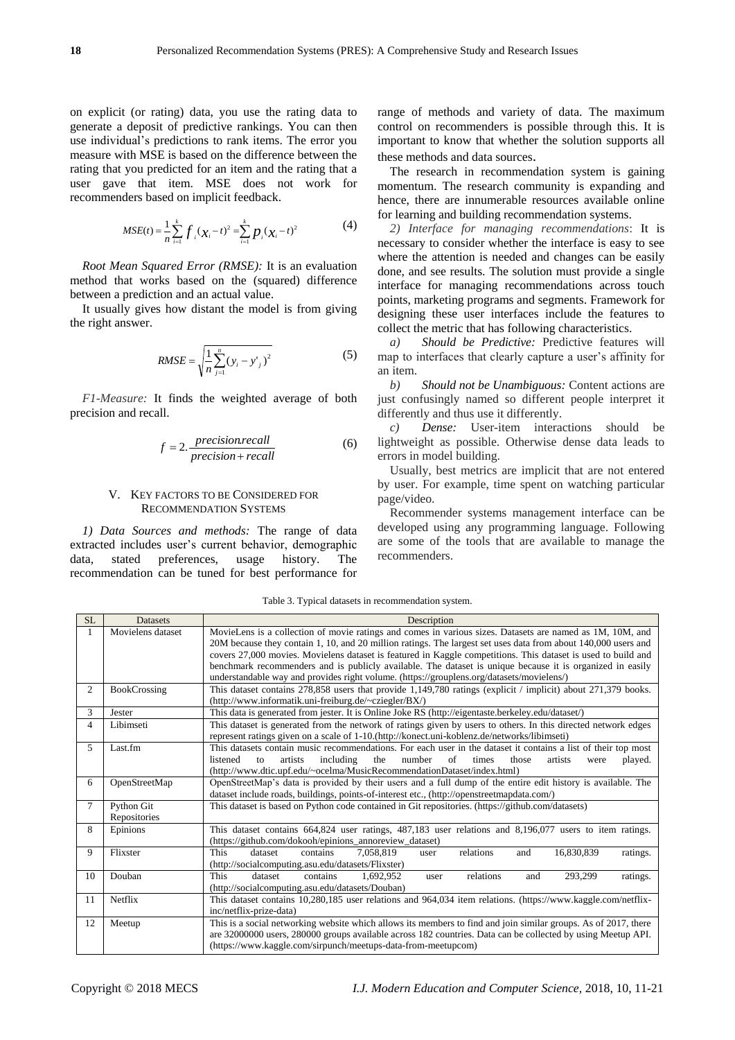on explicit (or rating) data, you use the rating data to generate a deposit of predictive rankings. You can then use individual's predictions to rank items. The error you measure with MSE is based on the difference between the rating that you predicted for an item and the rating that a user gave that item. MSE does not work for recommenders based on implicit feedback.

$$MSE(t) = \frac{1}{n}\sum_{i=1}^{k} f_i (x_i - t)^2 = \sum_{i=1}^{k} p_i (x_i - t)^2 \quad (4)$$

*Root Mean Squared Error (RMSE):* It is an evaluation method that works based on the (squared) difference between a prediction and an actual value.

It usually gives how distant the model is from giving the right answer.

$$RMSE = \sqrt{\frac{1}{n}\sum_{j=1}^{n}(y_i - y'_j)^2} \quad (5)$$

*F1-Measure:* It finds the weighted average of both precision and recall.

$$f = 2.\frac{precision.recall}{precision + recall} \quad (6)$$

## V. Key Factors to be Considered for Recommendation Systems

*1) Data Sources and methods:* The range of data extracted includes user's current behavior, demographic data, stated preferences, usage history. The recommendation can be tuned for best performance for range of methods and variety of data. The maximum control on recommenders is possible through this. It is important to know that whether the solution supports all these methods and data sources.

The research in recommendation system is gaining momentum. The research community is expanding and hence, there are innumerable resources available online for learning and building recommendation systems.

*2) Interface for managing recommendations*: It is necessary to consider whether the interface is easy to see where the attention is needed and changes can be easily done, and see results. The solution must provide a single interface for managing recommendations across touch points, marketing programs and segments. Framework for designing these user interfaces include the features to collect the metric that has following characteristics.

*a) Should be Predictive:* Predictive features will map to interfaces that clearly capture a user's affinity for an item.

*b) Should not be Unambiguous:* Content actions are just confusingly named so different people interpret it differently and thus use it differently.

*c) Dense:* User-item interactions should be lightweight as possible. Otherwise dense data leads to errors in model building.

Usually, best metrics are implicit that are not entered by user. For example, time spent on watching particular page/video.

Recommender systems management interface can be developed using any programming language. Following are some of the tools that are available to manage the recommenders.

Table 3. Typical datasets in recommendation system.

| SL | Datasets | Description |
|---|---|---|
| 1 | Movielens dataset | MovieLens is a collection of movie ratings and comes in various sizes. Datasets are named as 1M, 10M, and 20M because they contain 1, 10, and 20 million ratings. The largest set uses data from about 140,000 users and covers 27,000 movies. Movielens dataset is featured in Kaggle competitions. This dataset is used to build and benchmark recommenders and is publicly available. The dataset is unique because it is organized in easily understandable way and provides right volume. (https://grouplens.org/datasets/movielens/) |
| 2 | BookCrossing | This dataset contains 278,858 users that provide 1,149,780 ratings (explicit / implicit) about 271,379 books. (http://www.informatik.uni-freiburg.de/~cziegler/BX/) |
| 3 | Jester | This data is generated from jester. It is Online Joke RS (http://eigentaste.berkeley.edu/dataset/) |
| 4 | Libimseti | This dataset is generated from the network of ratings given by users to others. In this directed network edges represent ratings given on a scale of 1-10.(http://konect.uni-koblenz.de/networks/libimseti) |
| 5 | Last.fm | This datasets contain music recommendations. For each user in the dataset it contains a list of their top most listened to artists including the number of times those artists were played. (http://www.dtic.upf.edu/~ocelma/MusicRecommendationDataset/index.html) |
| 6 | OpenStreetMap | OpenStreetMap's data is provided by their users and a full dump of the entire edit history is available. The dataset include roads, buildings, points-of-interest etc., (http://openstreetmapdata.com/) |
| 7 | Python Git Repositories | This dataset is based on Python code contained in Git repositories. (https://github.com/datasets) |
| 8 | Epinions | This dataset contains 664,824 user ratings, 487,183 user relations and 8,196,077 users to item ratings. (https://github.com/dokooh/epinions_annoreview_dataset) |
| 9 | Flixster | This dataset contains 7,058,819 user relations and 16,830,839 ratings. (http://socialcomputing.asu.edu/datasets/Flixster) |
| 10 | Douban | This dataset contains 1,692,952 user relations and 293,299 ratings. (http://socialcomputing.asu.edu/datasets/Douban) |
| 11 | Netflix | This dataset contains 10,280,185 user relations and 964,034 item relations. (https://www.kaggle.com/netflix-inc/netflix-prize-data) |
| 12 | Meetup | This is a social networking website which allows its members to find and join similar groups. As of 2017, there are 32000000 users, 280000 groups available across 182 countries. Data can be collected by using Meetup API. (https://www.kaggle.com/sirpunch/meetups-data-from-meetupcom) |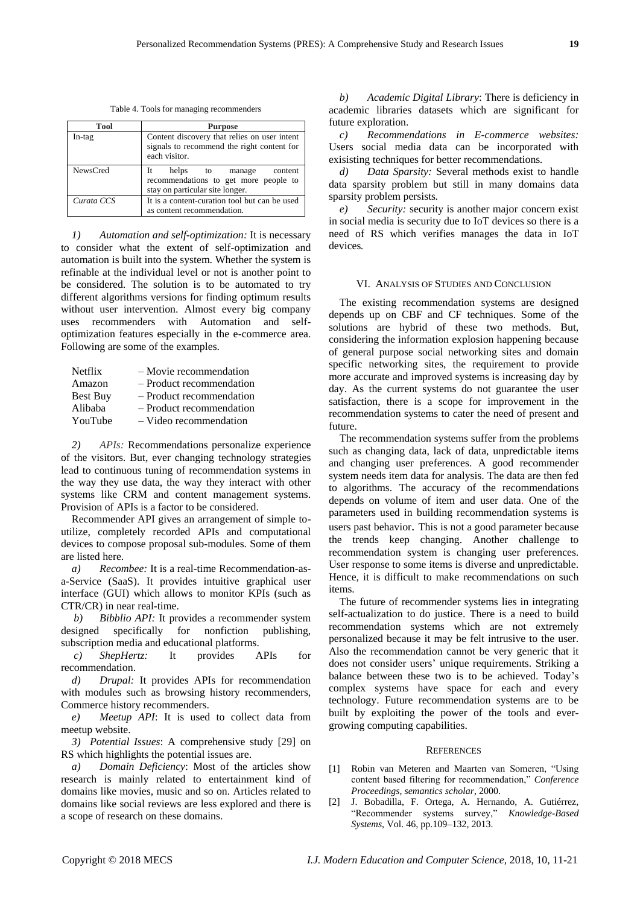Table 4. Tools for managing recommenders

| Tool | Purpose |
| --- | --- |
| In-tag | Content discovery that relies on user intent signals to recommend the right content for each visitor. |
| NewsCred | It helps to manage content recommendations to get more people to stay on particular site longer. |
| *Curata CCS* | It is a content-curation tool but can be used as content recommendation. |

*1) Automation and self-optimization:* It is necessary to consider what the extent of self-optimization and automation is built into the system. Whether the system is refinable at the individual level or not is another point to be considered. The solution is to be automated to try different algorithms versions for finding optimum results without user intervention. Almost every big company uses recommenders with Automation and self-optimization features especially in the e-commerce area. Following are some of the examples.

Netflix – Movie recommendation
Amazon – Product recommendation
Best Buy – Product recommendation
Alibaba – Product recommendation
YouTube – Video recommendation

*2) APIs:* Recommendations personalize experience of the visitors. But, ever changing technology strategies lead to continuous tuning of recommendation systems in the way they use data, the way they interact with other systems like CRM and content management systems. Provision of APIs is a factor to be considered.

Recommender API gives an arrangement of simple to-utilize, completely recorded APIs and computational devices to compose proposal sub-modules. Some of them are listed here.

*a) Recombee:* It is a real-time Recommendation-as-a-Service (SaaS). It provides intuitive graphical user interface (GUI) which allows to monitor KPIs (such as CTR/CR) in near real-time.

*b) Bibblio API:* It provides a recommender system designed specifically for nonfiction publishing, subscription media and educational platforms.

*c) ShepHertz:* It provides APIs for recommendation.

*d) Drupal:* It provides APIs for recommendation with modules such as browsing history recommenders, Commerce history recommenders.

*e) Meetup API*: It is used to collect data from meetup website.

*3) Potential Issues*: A comprehensive study [29] on RS which highlights the potential issues are.

*a) Domain Deficiency*: Most of the articles show research is mainly related to entertainment kind of domains like movies, music and so on. Articles related to domains like social reviews are less explored and there is a scope of research on these domains.

*b) Academic Digital Library*: There is deficiency in academic libraries datasets which are significant for future exploration.

*c) Recommendations in E-commerce websites:* Users social media data can be incorporated with exisisting techniques for better recommendations.

*d) Data Sparsity:* Several methods exist to handle data sparsity problem but still in many domains data sparsity problem persists.

*e) Security:* security is another major concern exist in social media is security due to IoT devices so there is a need of RS which verifies manages the data in IoT devices.

## VI. Analysis of Studies and Conclusion

The existing recommendation systems are designed depends up on CBF and CF techniques. Some of the solutions are hybrid of these two methods. But, considering the information explosion happening because of general purpose social networking sites and domain specific networking sites, the requirement to provide more accurate and improved systems is increasing day by day. As the current systems do not guarantee the user satisfaction, there is a scope for improvement in the recommendation systems to cater the need of present and future.

The recommendation systems suffer from the problems such as changing data, lack of data, unpredictable items and changing user preferences. A good recommender system needs item data for analysis. The data are then fed to algorithms. The accuracy of the recommendations depends on volume of item and user data. One of the parameters used in building recommendation systems is users past behavior. This is not a good parameter because the trends keep changing. Another challenge to recommendation system is changing user preferences. User response to some items is diverse and unpredictable. Hence, it is difficult to make recommendations on such items.

The future of recommender systems lies in integrating self-actualization to do justice. There is a need to build recommendation systems which are not extremely personalized because it may be felt intrusive to the user. Also the recommendation cannot be very generic that it does not consider users' unique requirements. Striking a balance between these two is to be achieved. Today's complex systems have space for each and every technology. Future recommendation systems are to be built by exploiting the power of the tools and ever-growing computing capabilities.

## References

[1] Robin van Meteren and Maarten van Someren, "Using content based filtering for recommendation," *Conference Proceedings, semantics scholar*, 2000.

[2] J. Bobadilla, F. Ortega, A. Hernando, A. Gutiérrez, "Recommender systems survey," *Knowledge-Based Systems*, Vol. 46, pp.109–132, 2013.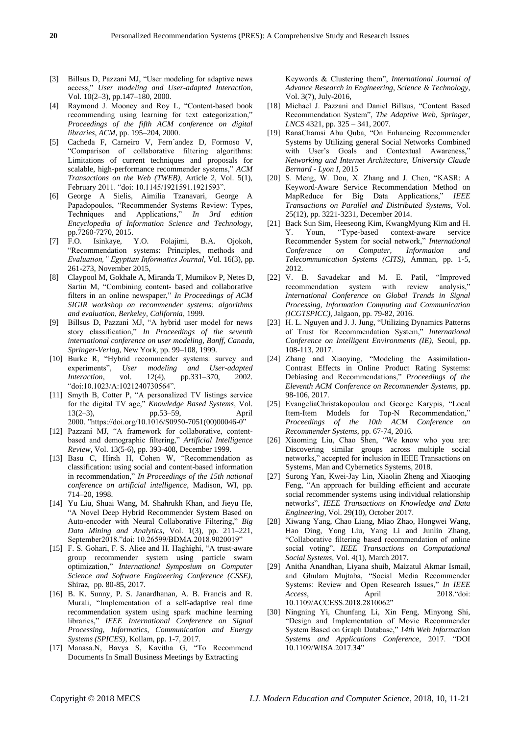[3] Billsus D, Pazzani MJ, "User modeling for adaptive news access," *User modeling and User-adapted Interaction*, Vol. 10(2–3), pp.147–180, 2000.

[4] Raymond J. Mooney and Roy L, "Content-based book recommending using learning for text categorization," *Proceedings of the fifth ACM conference on digital libraries, ACM*, pp. 195–204, 2000.

[5] Cacheda F, Carneiro V, Fern´andez D, Formoso V, "Comparison of collaborative filtering algorithms: Limitations of current techniques and proposals for scalable, high-performance recommender systems," *ACM Transactions on the Web (TWEB)*, Article 2, Vol. 5(1), February 2011. "doi: 10.1145/1921591.1921593".

[6] George A Sielis, Aimilia Tzanavari, George A Papadopoulos, "Recommender Systems Review: Types, Techniques and Applications," *In 3rd edition Encyclopedia of Information Science and Technology*, pp.7260-7270, 2015.

[7] F.O. Isinkaye, Y.O. Folajimi, B.A. Ojokoh, "Recommendation systems: Principles, methods and *Evaluation," Egyptian Informatics Journal*, Vol. 16(3), pp. 261-273, November 2015,

[8] Claypool M, Gokhale A, Miranda T, Murnikov P, Netes D, Sartin M, "Combining content- based and collaborative filters in an online newspaper," *In Proceedings of ACM SIGIR workshop on recommender systems: algorithms and evaluation, Berkeley, California*, 1999.

[9] Billsus D, Pazzani MJ, "A hybrid user model for news story classification," *In Proceedings of the seventh international conference on user modeling, Banff, Canada, Springer-Verlag*, New York, pp. 99–108, 1999.

[10] Burke R, "Hybrid recommender systems: survey and experiments", *User modeling and User-adapted Interaction*, vol. 12(4), pp.331–370, 2002. "doi:10.1023/A:1021240730564".

[11] Smyth B, Cotter P, "A personalized TV listings service for the digital TV age," *Knowledge Based Systems*, Vol. 13(2–3), pp.53–59, April 2000. "https://doi.org/10.1016/S0950-7051(00)00046-0"

[12] Pazzani MJ, "A framework for collaborative, content-based and demographic filtering," *Artificial Intelligence Review*, Vol. 13(5-6), pp. 393-408, December 1999.

[13] Basu C, Hirsh H, Cohen W, "Recommendation as classification: using social and content-based information in recommendation," *In Proceedings of the 15th national conference on artificial intelligence*, Madison, WI, pp. 714–20, 1998.

[14] Yu Liu, Shuai Wang, M. Shahrukh Khan, and Jieyu He, "A Novel Deep Hybrid Recommender System Based on Auto-encoder with Neural Collaborative Filtering," *Big Data Mining and Analytics*, Vol. 1(3), pp. 211–221, September2018."doi: 10.26599/BDMA.2018.9020019"

[15] F. S. Gohari, F. S. Aliee and H. Haghighi, "A trust-aware group recommender system using particle swarn optimization," *International Symposium on Computer Science and Software Engineering Conference (CSSE)*, Shiraz, pp. 80-85, 2017.

[16] B. K. Sunny, P. S. Janardhanan, A. B. Francis and R. Murali, "Implementation of a self-adaptive real time recommendation system using spark machine learning libraries," *IEEE International Conference on Signal Processing, Informatics, Communication and Energy Systems (SPICES)*, Kollam, pp. 1-7, 2017.

[17] Manasa.N, Bavya S, Kavitha G, "To Recommend Documents In Small Business Meetings by Extracting Keywords & Clustering them", *International Journal of Advance Research in Engineering, Science & Technology*, Vol. 3(7), July-2016,

[18] Michael J. Pazzani and Daniel Billsus, "Content Based Recommendation System", *The Adaptive Web, Springer, LNCS* 4321, pp. 325 – 341, 2007.

[19] RanaChamsi Abu Quba, "On Enhancing Recommender Systems by Utilizing general Social Networks Combined with User's Goals and Contextual Awareness," *Networking and Internet Architecture, University Claude Bernard - Lyon I*, 2015

[20] S. Meng, W. Dou, X. Zhang and J. Chen, "KASR: A Keyword-Aware Service Recommendation Method on MapReduce for Big Data Applications," *IEEE Transactions on Parallel and Distributed Systems*, Vol. 25(12), pp. 3221-3231, December 2014.

[21] Back Sun Sim, Heeseong Kim, KwangMyung Kim and H. Y. Youn, "Type-based context-aware service Recommender System for social network," *International Conference on Computer, Information and Telecommunication Systems (CITS)*, Amman, pp. 1-5, 2012.

[22] V. B. Savadekar and M. E. Patil, "Improved recommendation system with review analysis," *International Conference on Global Trends in Signal Processing, Information Computing and Communication (ICGTSPICC)*, Jalgaon, pp. 79-82, 2016.

[23] H. L. Nguyen and J. J. Jung, "Utilizing Dynamics Patterns of Trust for Recommendation System," *International Conference on Intelligent Environments (IE)*, Seoul, pp. 108-113, 2017.

[24] Zhang and Xiaoying, "Modeling the Assimilation-Contrast Effects in Online Product Rating Systems: Debiasing and Recommendations," *Proceedings of the Eleventh ACM Conference on Recommender Systems*, pp. 98-106, 2017.

[25] EvangeliaChristakopoulou and George Karypis, "Local Item-Item Models for Top-N Recommendation," *Proceedings of the 10th ACM Conference on Recommender Systems*, pp. 67-74, 2016.

[26] Xiaoming Liu, Chao Shen, "We know who you are: Discovering similar groups across multiple social networks," accepted for inclusion in IEEE Transactions on Systems, Man and Cybernetics Systems, 2018.

[27] Surong Yan, Kwei-Jay Lin, Xiaolin Zheng and Xiaoqing Feng, "An approach for building efficient and accurate social recommender systems using individual relationship networks", *IEEE Transactions on Knowledge and Data Engineering*, Vol. 29(10), October 2017.

[28] Xiwang Yang, Chao Liang, Miao Zhao, Hongwei Wang, Hao Ding, Yong Liu, Yang Li and Junlin Zhang, "Collaborative filtering based recommendation of online social voting", *IEEE Transactions on Computational Social Systems*, Vol. 4(1), March 2017.

[29] Anitha Anandhan, Liyana shuib, Maizatul Akmar Ismail, and Ghulam Mujtaba, "Social Media Recommender Systems: Review and Open Research Issues," *In IEEE Access*, April 2018."doi: 10.1109/ACCESS.2018.2810062"

[30] Ningning Yi, Chunfang Li, Xin Feng, Minyong Shi, "Design and Implementation of Movie Recommender System Based on Graph Database," *14th Web Information Systems and Applications Conference*, 2017. "DOI 10.1109/WISA.2017.34"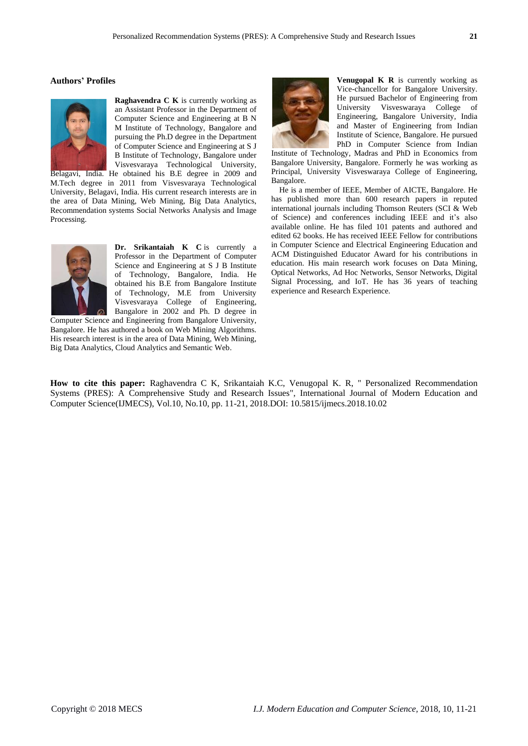### Authors' Profiles

**Raghavendra C K** is currently working as an Assistant Professor in the Department of Computer Science and Engineering at B N M Institute of Technology, Bangalore and pursuing the Ph.D degree in the Department of Computer Science and Engineering at S J B Institute of Technology, Bangalore under Visvesvaraya Technological University, Belagavi, India. He obtained his B.E degree in 2009 and M.Tech degree in 2011 from Visvesvaraya Technological University, Belagavi, India. His current research interests are in the area of Data Mining, Web Mining, Big Data Analytics, Recommendation systems Social Networks Analysis and Image Processing.

**Dr. Srikantaiah K C** is currently a Professor in the Department of Computer Science and Engineering at S J B Institute of Technology, Bangalore, India. He obtained his B.E from Bangalore Institute of Technology, M.E from University Visvesvaraya College of Engineering, Bangalore in 2002 and Ph. D degree in Computer Science and Engineering from Bangalore University, Bangalore. He has authored a book on Web Mining Algorithms. His research interest is in the area of Data Mining, Web Mining, Big Data Analytics, Cloud Analytics and Semantic Web.

**Venugopal K R** is currently working as Vice-chancellor for Bangalore University. He pursued Bachelor of Engineering from University Visveswaraya College of Engineering, Bangalore University, India and Master of Engineering from Indian Institute of Science, Bangalore. He pursued PhD in Computer Science from Indian Institute of Technology, Madras and PhD in Economics from Bangalore University, Bangalore. Formerly he was working as Principal, University Visveswaraya College of Engineering, Bangalore.

He is a member of IEEE, Member of AICTE, Bangalore. He has published more than 600 research papers in reputed international journals including Thomson Reuters (SCI & Web of Science) and conferences including IEEE and it's also available online. He has filed 101 patents and authored and edited 62 books. He has received IEEE Fellow for contributions in Computer Science and Electrical Engineering Education and ACM Distinguished Educator Award for his contributions in education. His main research work focuses on Data Mining, Optical Networks, Ad Hoc Networks, Sensor Networks, Digital Signal Processing, and IoT. He has 36 years of teaching experience and Research Experience.

**How to cite this paper:** Raghavendra C K, Srikantaiah K.C, Venugopal K. R, " Personalized Recommendation Systems (PRES): A Comprehensive Study and Research Issues", International Journal of Modern Education and Computer Science(IJMECS), Vol.10, No.10, pp. 11-21, 2018.DOI: 10.5815/ijmecs.2018.10.02